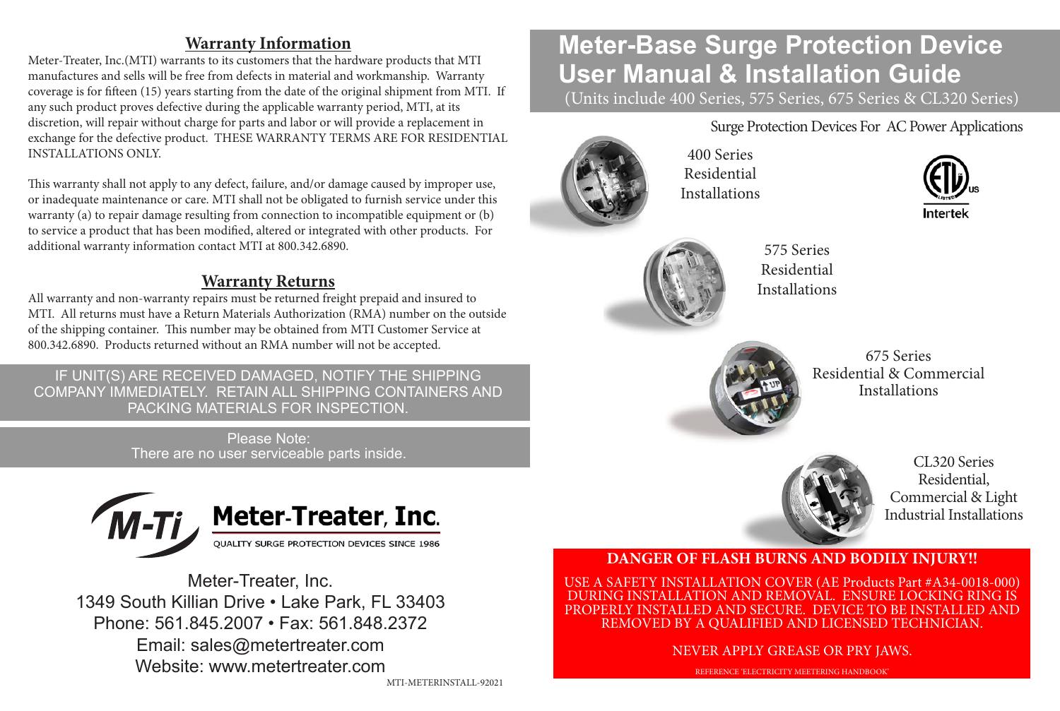## Warranty Information

Meter-Treater, Inc.(MTI) warrants to its customers that the hardware products that MTI manufactures and sells will be free from defects in material and workmanship. Warranty coverage is for fifteen (15) years starting from the date of the original shipment from MTI. If any such product proves defective during the applicable warranty period, MTI, at its discretion, will repair without charge for parts and labor or will provide a replacement in exchange for the defective product. THESE WARRANTY TERMS ARE FOR RESIDENTIAL INSTALLATIONS ONLY.

This warranty shall not apply to any defect, failure, and/or damage caused by improper use, or inadequate maintenance or care. MTI shall not be obligated to furnish service under this warranty (a) to repair damage resulting from connection to incompatible equipment or (b) to service a product that has been modified, altered or integrated with other products. For additional warranty information contact MTI at 800.342.6890.

## Warranty Returns

All warranty and non-warranty repairs must be returned freight prepaid and insured to MTI. All returns must have a Return Materials Authorization (RMA) number on the outside of the shipping container. This number may be obtained from MTI Customer Service at 800.342.6890. Products returned without an RMA number will not be accepted.

IF UNIT(S) ARE RECEIVED DAMAGED, NOTIFY THE SHIPPING COMPANY IMMEDIATELY. RETAIN ALL SHIPPING CONTAINERS AND PACKING MATERIALS FOR INSPECTION.

Please Note:
There are no user serviceable parts inside.

M-Ti Meter-Treater, Inc.
QUALITY SURGE PROTECTION DEVICES SINCE 1986

Meter-Treater, Inc.
1349 South Killian Drive • Lake Park, FL 33403
Phone: 561.845.2007 • Fax: 561.848.2372
Email: sales@metertreater.com
Website: www.metertreater.com

MTI-METERINSTALL-92021

# Meter-Base Surge Protection Device User Manual & Installation Guide

(Units include 400 Series, 575 Series, 675 Series & CL320 Series)

Surge Protection Devices For AC Power Applications

ETL Listed US Intertek

400 Series
Residential
Installations

575 Series
Residential
Installations

675 Series
Residential & Commercial
Installations

CL320 Series
Residential,
Commercial & Light
Industrial Installations

**DANGER OF FLASH BURNS AND BODILY INJURY!!**

USE A SAFETY INSTALLATION COVER (AE Products Part #A34-0018-000) DURING INSTALLATION AND REMOVAL. ENSURE LOCKING RING IS PROPERLY INSTALLED AND SECURE. DEVICE TO BE INSTALLED AND REMOVED BY A QUALIFIED AND LICENSED TECHNICIAN.

NEVER APPLY GREASE OR PRY JAWS.

REFERENCE 'ELECTRICITY METEERING HANDBOOK'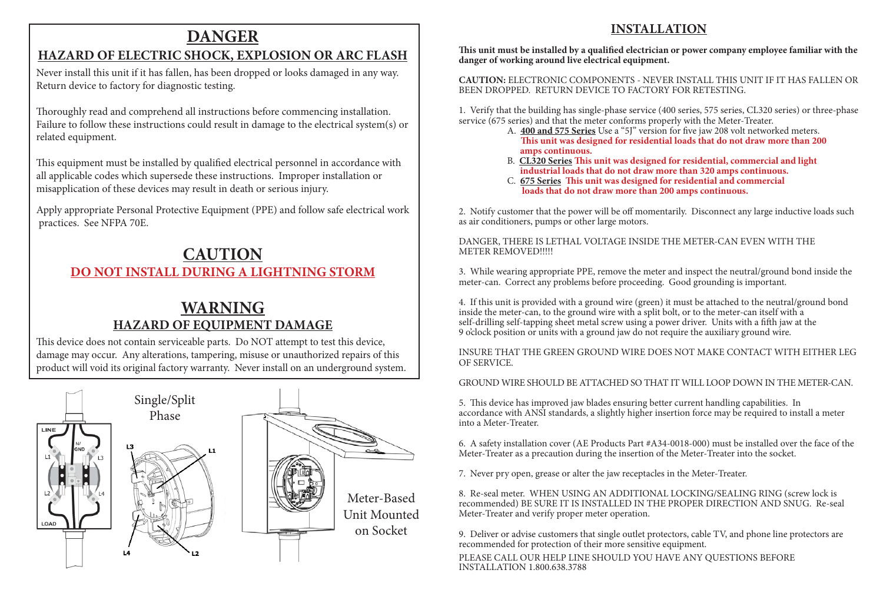# DANGER

## HAZARD OF ELECTRIC SHOCK, EXPLOSION OR ARC FLASH

Never install this unit if it has fallen, has been dropped or looks damaged in any way. Return device to factory for diagnostic testing.

Thoroughly read and comprehend all instructions before commencing installation. Failure to follow these instructions could result in damage to the electrical system(s) or related equipment.

This equipment must be installed by qualified electrical personnel in accordance with all applicable codes which supersede these instructions. Improper installation or misapplication of these devices may result in death or serious injury.

Apply appropriate Personal Protective Equipment (PPE) and follow safe electrical work practices. See NFPA 70E.

# CAUTION

## DO NOT INSTALL DURING A LIGHTNING STORM

# WARNING

## HAZARD OF EQUIPMENT DAMAGE

This device does not contain serviceable parts. Do NOT attempt to test this device, damage may occur. Any alterations, tampering, misuse or unauthorized repairs of this product will void its original factory warranty. Never install on an underground system.

LINE
N/GND
L1
L3
L2
L4
LOAD

Single/Split Phase

L3
L1
L4
L2

Meter-Based Unit Mounted on Socket

# INSTALLATION

**This unit must be installed by a qualified electrician or power company employee familiar with the danger of working around live electrical equipment.**

**CAUTION:** ELECTRONIC COMPONENTS - NEVER INSTALL THIS UNIT IF IT HAS FALLEN OR BEEN DROPPED. RETURN DEVICE TO FACTORY FOR RETESTING.

1. Verify that the building has single-phase service (400 series, 575 series, CL320 series) or three-phase service (675 series) and that the meter conforms properly with the Meter-Treater.
   - A. **400 and 575 Series** Use a "5J" version for five jaw 208 volt networked meters. **This unit was designed for residential loads that do not draw more than 200 amps continuous.**
   - B. **CL320 Series This unit was designed for residential, commercial and light industrial loads that do not draw more than 320 amps continuous.**
   - C. **675 Series This unit was designed for residential and commercial loads that do not draw more than 200 amps continuous.**

2. Notify customer that the power will be off momentarily. Disconnect any large inductive loads such as air conditioners, pumps or other large motors.

DANGER, THERE IS LETHAL VOLTAGE INSIDE THE METER-CAN EVEN WITH THE METER REMOVED!!!!!

3. While wearing appropriate PPE, remove the meter and inspect the neutral/ground bond inside the meter-can. Correct any problems before proceeding. Good grounding is important.

4. If this unit is provided with a ground wire (green) it must be attached to the neutral/ground bond inside the meter-can, to the ground wire with a split bolt, or to the meter-can itself with a self-drilling self-tapping sheet metal screw using a power driver. Units with a fifth jaw at the 9 o'clock position or units with a ground jaw do not require the auxiliary ground wire.

INSURE THAT THE GREEN GROUND WIRE DOES NOT MAKE CONTACT WITH EITHER LEG OF SERVICE.

GROUND WIRE SHOULD BE ATTACHED SO THAT IT WILL LOOP DOWN IN THE METER-CAN.

5. This device has improved jaw blades ensuring better current handling capabilities. In accordance with ANSI standards, a slightly higher insertion force may be required to install a meter into a Meter-Treater.

6. A safety installation cover (AE Products Part #A34-0018-000) must be installed over the face of the Meter-Treater as a precaution during the insertion of the Meter-Treater into the socket.

7. Never pry open, grease or alter the jaw receptacles in the Meter-Treater.

8. Re-seal meter. WHEN USING AN ADDITIONAL LOCKING/SEALING RING (screw lock is recommended) BE SURE IT IS INSTALLED IN THE PROPER DIRECTION AND SNUG. Re-seal Meter-Treater and verify proper meter operation.

9. Deliver or advise customers that single outlet protectors, cable TV, and phone line protectors are recommended for protection of their more sensitive equipment.

PLEASE CALL OUR HELP LINE SHOULD YOU HAVE ANY QUESTIONS BEFORE INSTALLATION 1.800.638.3788